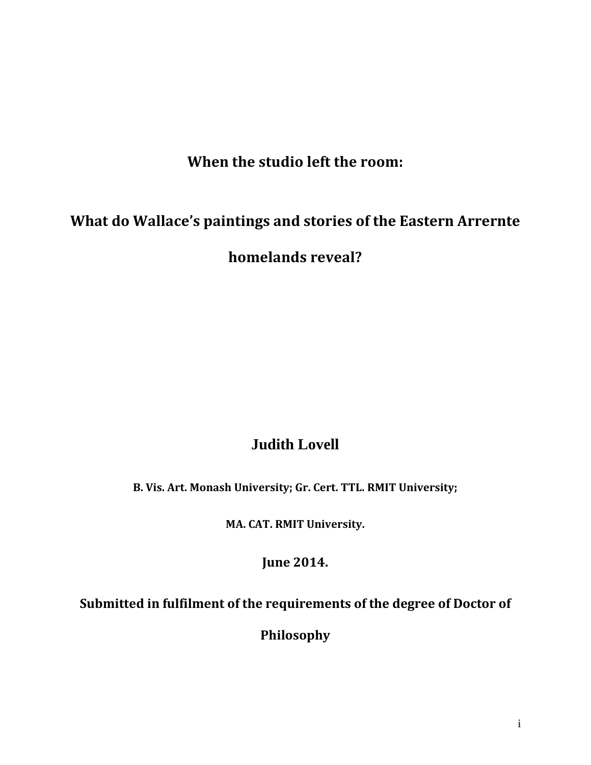# When the studio left the room:

# What do Wallace's paintings and stories of the Eastern Arrernte homelands reveal?

**Judith Lovell**

**B. Vis. Art. Monash University; Gr. Cert. TTL. RMIT University;**

**MA. CAT. RMIT University.**

**June 2014.**

**Submitted in fulfilment of the requirements of the degree of Doctor of Philosophy**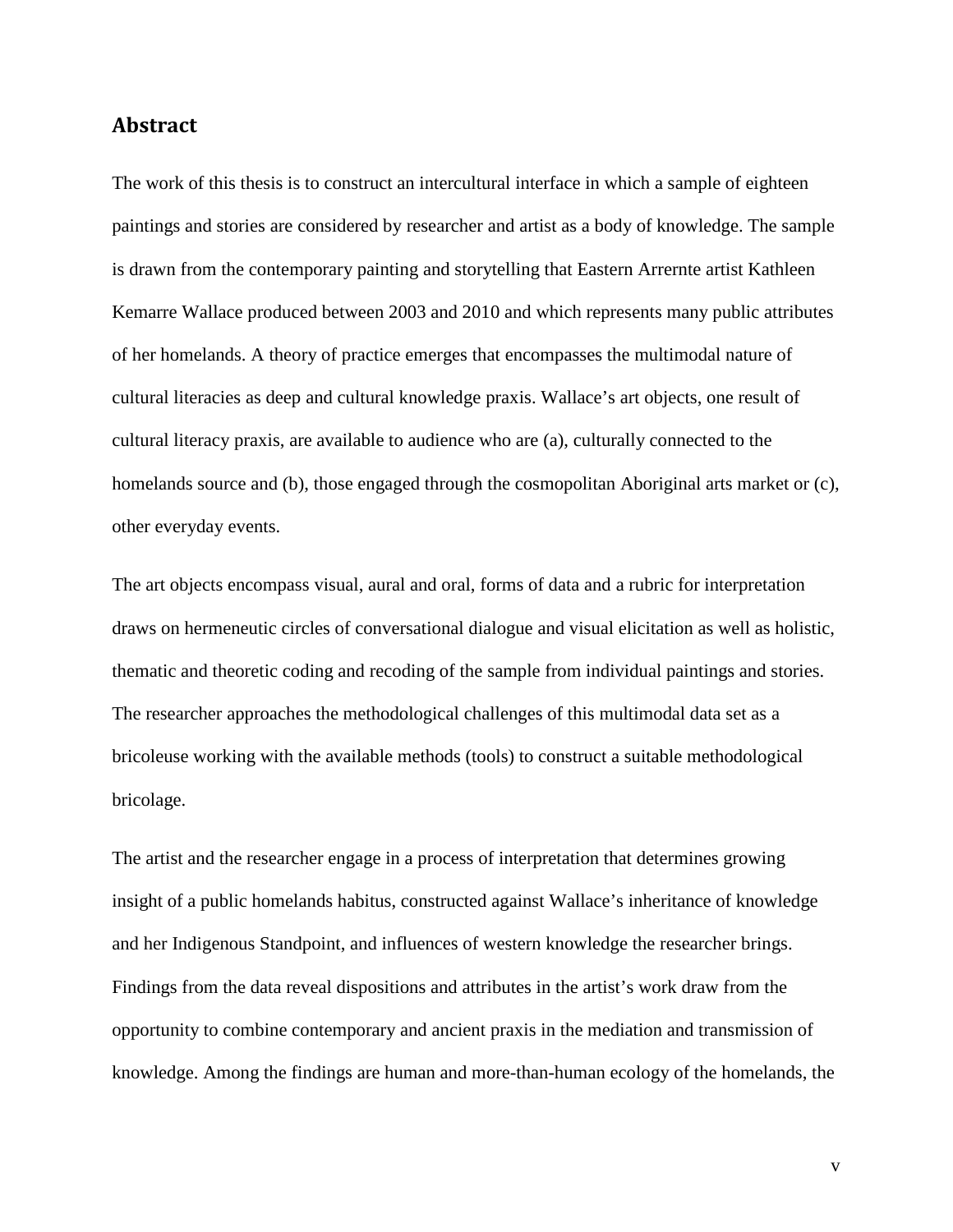## Abstract

The work of this thesis is to construct an intercultural interface in which a sample of eighteen paintings and stories are considered by researcher and artist as a body of knowledge. The sample is drawn from the contemporary painting and storytelling that Eastern Arrernte artist Kathleen Kemarre Wallace produced between 2003 and 2010 and which represents many public attributes of her homelands. A theory of practice emerges that encompasses the multimodal nature of cultural literacies as deep and cultural knowledge praxis. Wallace's art objects, one result of cultural literacy praxis, are available to audience who are (a), culturally connected to the homelands source and (b), those engaged through the cosmopolitan Aboriginal arts market or (c), other everyday events.

The art objects encompass visual, aural and oral, forms of data and a rubric for interpretation draws on hermeneutic circles of conversational dialogue and visual elicitation as well as holistic, thematic and theoretic coding and recoding of the sample from individual paintings and stories. The researcher approaches the methodological challenges of this multimodal data set as a bricoleuse working with the available methods (tools) to construct a suitable methodological bricolage.

The artist and the researcher engage in a process of interpretation that determines growing insight of a public homelands habitus, constructed against Wallace's inheritance of knowledge and her Indigenous Standpoint, and influences of western knowledge the researcher brings. Findings from the data reveal dispositions and attributes in the artist's work draw from the opportunity to combine contemporary and ancient praxis in the mediation and transmission of knowledge. Among the findings are human and more-than-human ecology of the homelands, the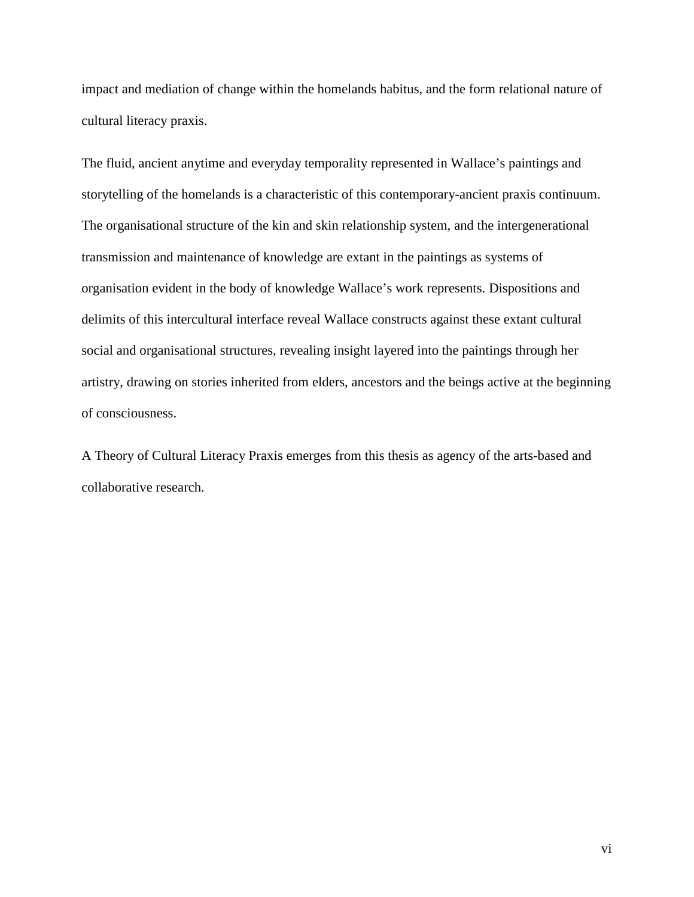impact and mediation of change within the homelands habitus, and the form relational nature of cultural literacy praxis.

The fluid, ancient anytime and everyday temporality represented in Wallace's paintings and storytelling of the homelands is a characteristic of this contemporary-ancient praxis continuum. The organisational structure of the kin and skin relationship system, and the intergenerational transmission and maintenance of knowledge are extant in the paintings as systems of organisation evident in the body of knowledge Wallace's work represents. Dispositions and delimits of this intercultural interface reveal Wallace constructs against these extant cultural social and organisational structures, revealing insight layered into the paintings through her artistry, drawing on stories inherited from elders, ancestors and the beings active at the beginning of consciousness.

A Theory of Cultural Literacy Praxis emerges from this thesis as agency of the arts-based and collaborative research.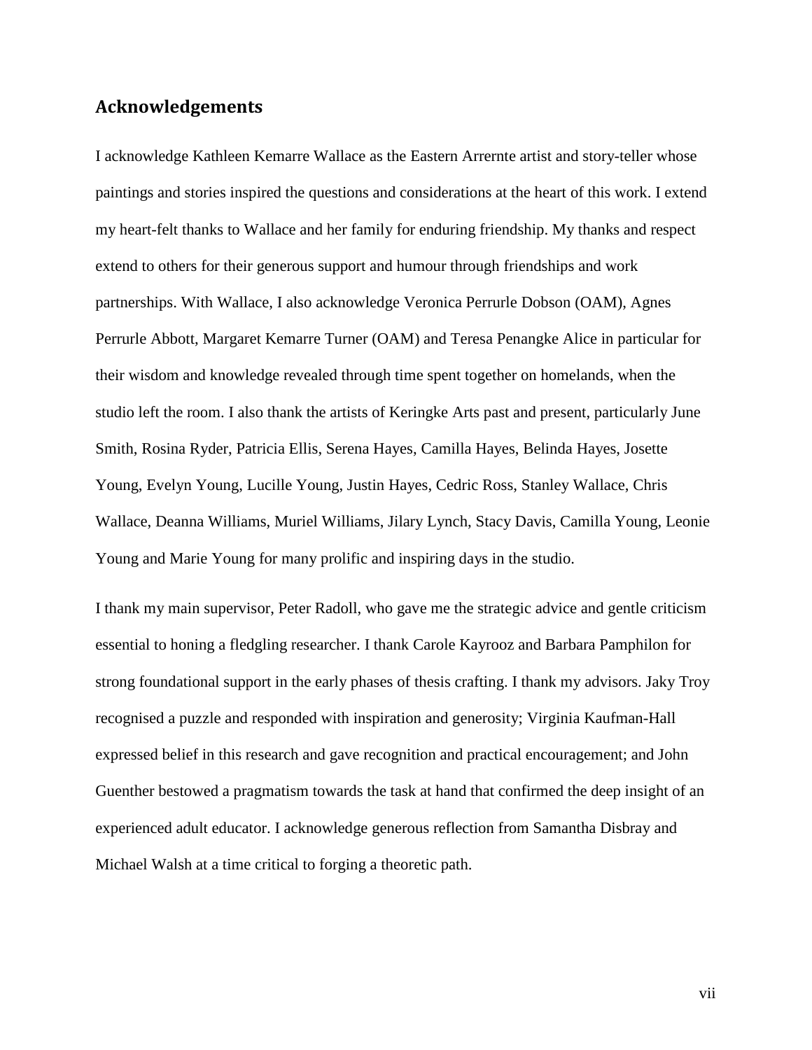## Acknowledgements

I acknowledge Kathleen Kemarre Wallace as the Eastern Arrernte artist and story-teller whose paintings and stories inspired the questions and considerations at the heart of this work. I extend my heart-felt thanks to Wallace and her family for enduring friendship. My thanks and respect extend to others for their generous support and humour through friendships and work partnerships. With Wallace, I also acknowledge Veronica Perrurle Dobson (OAM), Agnes Perrurle Abbott, Margaret Kemarre Turner (OAM) and Teresa Penangke Alice in particular for their wisdom and knowledge revealed through time spent together on homelands, when the studio left the room. I also thank the artists of Keringke Arts past and present, particularly June Smith, Rosina Ryder, Patricia Ellis, Serena Hayes, Camilla Hayes, Belinda Hayes, Josette Young, Evelyn Young, Lucille Young, Justin Hayes, Cedric Ross, Stanley Wallace, Chris Wallace, Deanna Williams, Muriel Williams, Jilary Lynch, Stacy Davis, Camilla Young, Leonie Young and Marie Young for many prolific and inspiring days in the studio.

I thank my main supervisor, Peter Radoll, who gave me the strategic advice and gentle criticism essential to honing a fledgling researcher. I thank Carole Kayrooz and Barbara Pamphilon for strong foundational support in the early phases of thesis crafting. I thank my advisors. Jaky Troy recognised a puzzle and responded with inspiration and generosity; Virginia Kaufman-Hall expressed belief in this research and gave recognition and practical encouragement; and John Guenther bestowed a pragmatism towards the task at hand that confirmed the deep insight of an experienced adult educator. I acknowledge generous reflection from Samantha Disbray and Michael Walsh at a time critical to forging a theoretic path.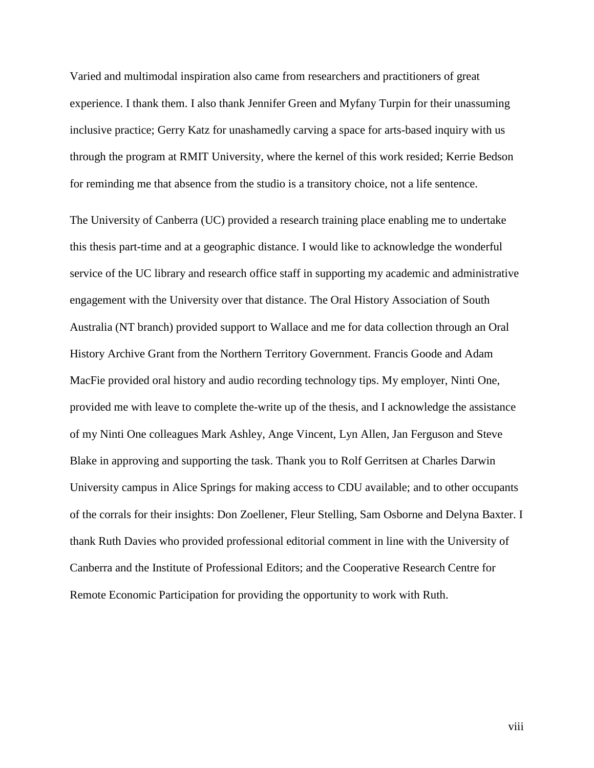Varied and multimodal inspiration also came from researchers and practitioners of great experience. I thank them. I also thank Jennifer Green and Myfany Turpin for their unassuming inclusive practice; Gerry Katz for unashamedly carving a space for arts-based inquiry with us through the program at RMIT University, where the kernel of this work resided; Kerrie Bedson for reminding me that absence from the studio is a transitory choice, not a life sentence.

The University of Canberra (UC) provided a research training place enabling me to undertake this thesis part-time and at a geographic distance. I would like to acknowledge the wonderful service of the UC library and research office staff in supporting my academic and administrative engagement with the University over that distance. The Oral History Association of South Australia (NT branch) provided support to Wallace and me for data collection through an Oral History Archive Grant from the Northern Territory Government. Francis Goode and Adam MacFie provided oral history and audio recording technology tips. My employer, Ninti One, provided me with leave to complete the-write up of the thesis, and I acknowledge the assistance of my Ninti One colleagues Mark Ashley, Ange Vincent, Lyn Allen, Jan Ferguson and Steve Blake in approving and supporting the task. Thank you to Rolf Gerritsen at Charles Darwin University campus in Alice Springs for making access to CDU available; and to other occupants of the corrals for their insights: Don Zoellener, Fleur Stelling, Sam Osborne and Delyna Baxter. I thank Ruth Davies who provided professional editorial comment in line with the University of Canberra and the Institute of Professional Editors; and the Cooperative Research Centre for Remote Economic Participation for providing the opportunity to work with Ruth.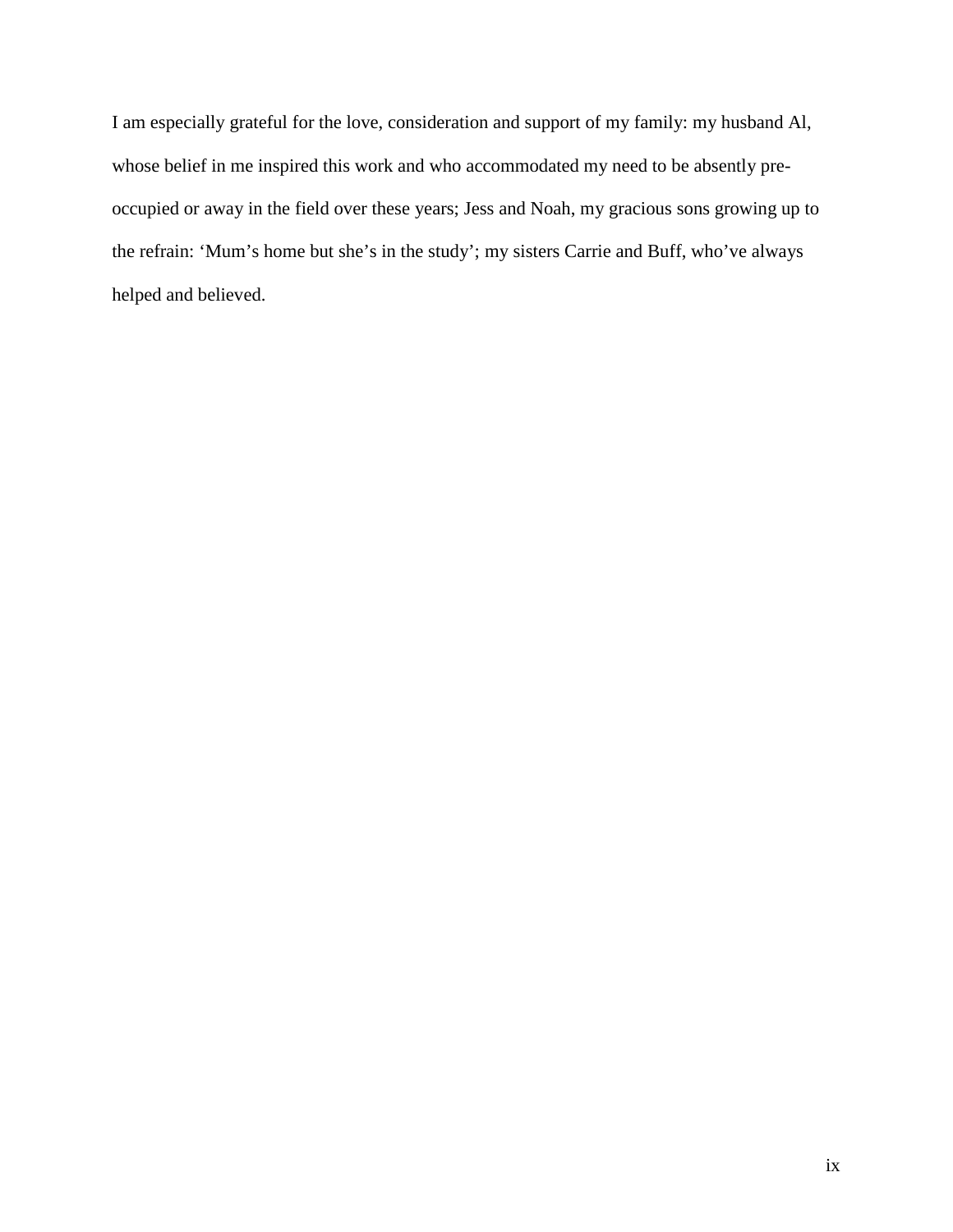I am especially grateful for the love, consideration and support of my family: my husband Al, whose belief in me inspired this work and who accommodated my need to be absently pre-occupied or away in the field over these years; Jess and Noah, my gracious sons growing up to the refrain: 'Mum's home but she's in the study'; my sisters Carrie and Buff, who've always helped and believed.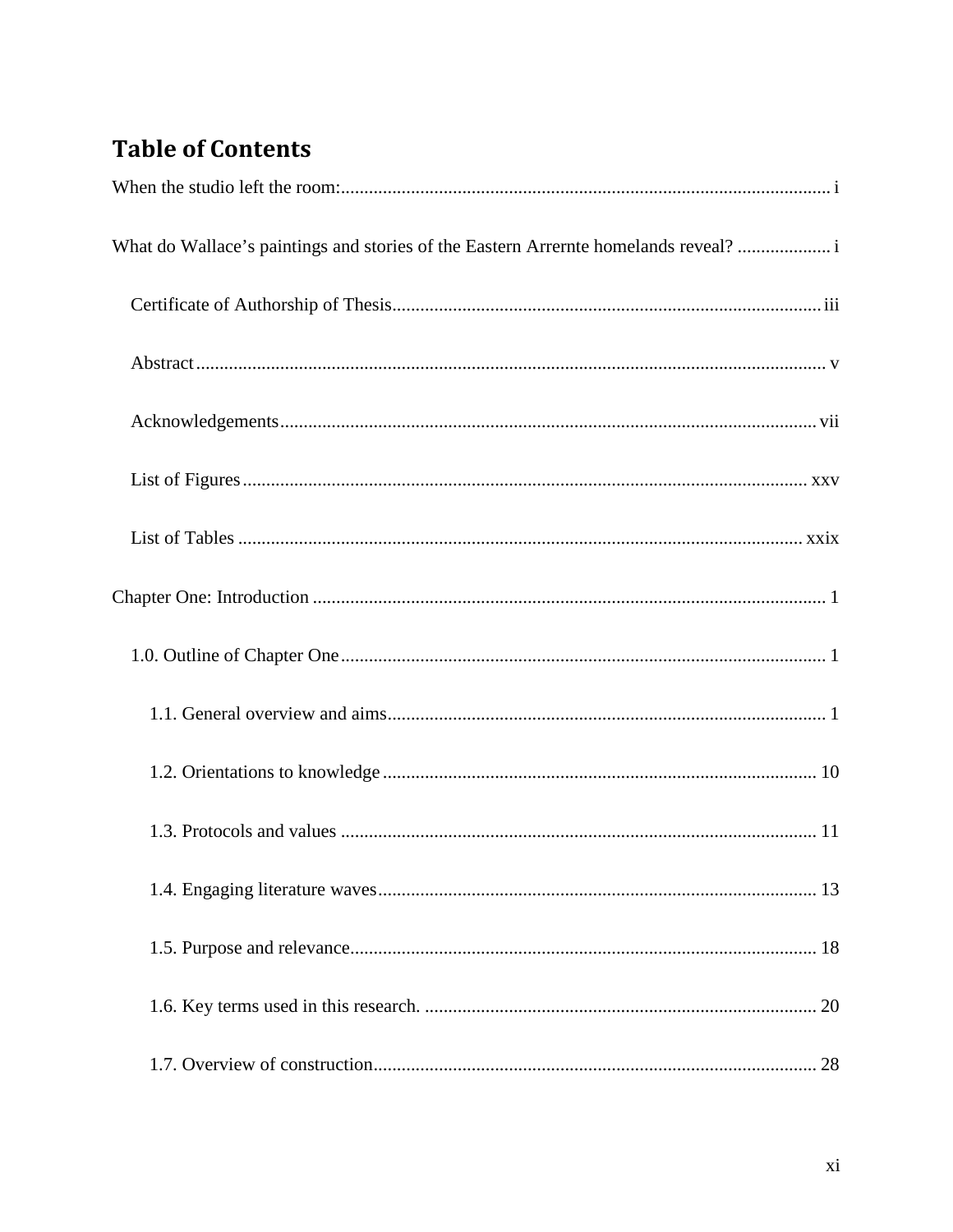# Table of Contents

When the studio left the room: ........................................................................................................ i

What do Wallace's paintings and stories of the Eastern Arrernte homelands reveal? .................... i

- Certificate of Authorship of Thesis ........................................................................................... iii
- Abstract ...................................................................................................................................... v
- Acknowledgements ................................................................................................................... vii
- List of Figures ........................................................................................................................ xxv
- List of Tables ........................................................................................................................ xxix

Chapter One: Introduction ............................................................................................................. 1

- 1.0. Outline of Chapter One ....................................................................................................... 1
  - 1.1. General overview and aims ............................................................................................. 1
  - 1.2. Orientations to knowledge ............................................................................................ 10
  - 1.3. Protocols and values ..................................................................................................... 11
  - 1.4. Engaging literature waves ............................................................................................. 13
  - 1.5. Purpose and relevance ................................................................................................... 18
  - 1.6. Key terms used in this research. ................................................................................... 20
  - 1.7. Overview of construction .............................................................................................. 28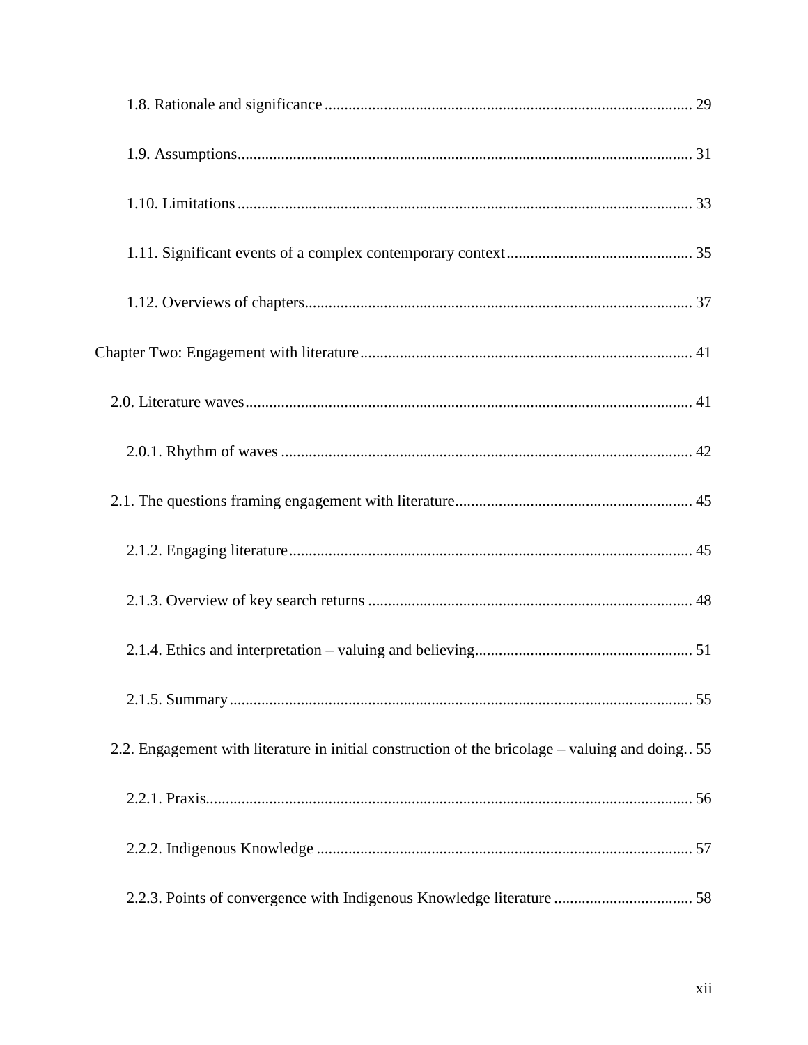1.8. Rationale and significance ........................................................................................... 29

1.9. Assumptions................................................................................................................. 31

1.10. Limitations ................................................................................................................. 33

1.11. Significant events of a complex contemporary context.............................................. 35

1.12. Overviews of chapters................................................................................................ 37

Chapter Two: Engagement with literature................................................................................... 41

2.0. Literature waves................................................................................................................ 41

2.0.1. Rhythm of waves ....................................................................................................... 42

2.1. The questions framing engagement with literature........................................................... 45

2.1.2. Engaging literature..................................................................................................... 45

2.1.3. Overview of key search returns ................................................................................. 48

2.1.4. Ethics and interpretation – valuing and believing...................................................... 51

2.1.5. Summary.................................................................................................................... 55

2.2. Engagement with literature in initial construction of the bricolage – valuing and doing.. 55

2.2.1. Praxis......................................................................................................................... 56

2.2.2. Indigenous Knowledge .............................................................................................. 57

2.2.3. Points of convergence with Indigenous Knowledge literature .................................. 58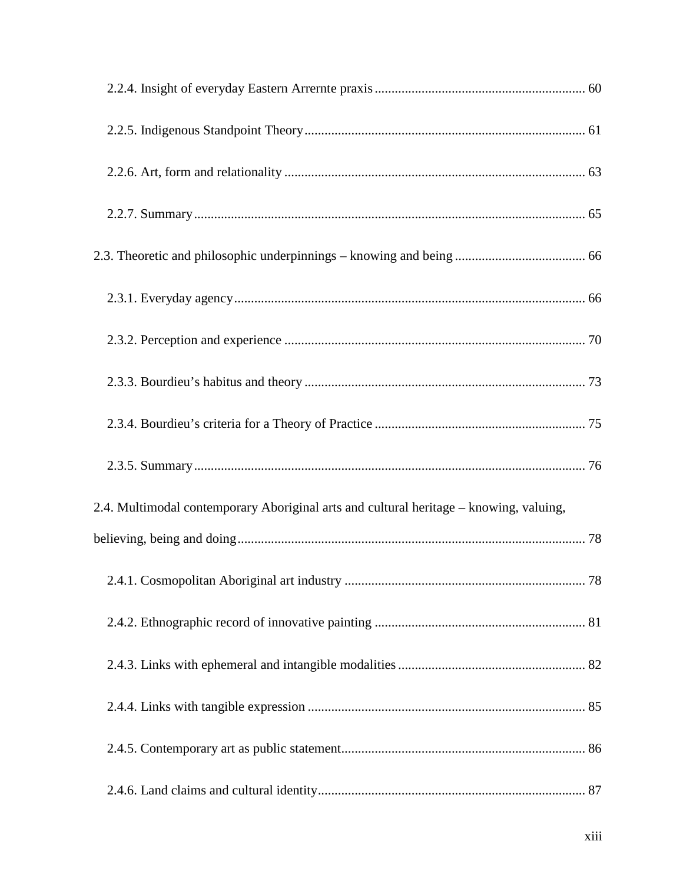2.2.4. Insight of everyday Eastern Arrernte praxis ............................................................. 60

2.2.5. Indigenous Standpoint Theory .................................................................................. 61

2.2.6. Art, form and relationality ........................................................................................ 63

2.2.7. Summary ................................................................................................................... 65

2.3. Theoretic and philosophic underpinnings – knowing and being ...................................... 66

2.3.1. Everyday agency ....................................................................................................... 66

2.3.2. Perception and experience ........................................................................................ 70

2.3.3. Bourdieu's habitus and theory ................................................................................... 73

2.3.4. Bourdieu's criteria for a Theory of Practice .............................................................. 75

2.3.5. Summary ................................................................................................................... 76

2.4. Multimodal contemporary Aboriginal arts and cultural heritage – knowing, valuing, believing, being and doing ....................................................................................................... 78

2.4.1. Cosmopolitan Aboriginal art industry ....................................................................... 78

2.4.2. Ethnographic record of innovative painting .............................................................. 81

2.4.3. Links with ephemeral and intangible modalities ....................................................... 82

2.4.4. Links with tangible expression .................................................................................. 85

2.4.5. Contemporary art as public statement ........................................................................ 86

2.4.6. Land claims and cultural identity ............................................................................... 87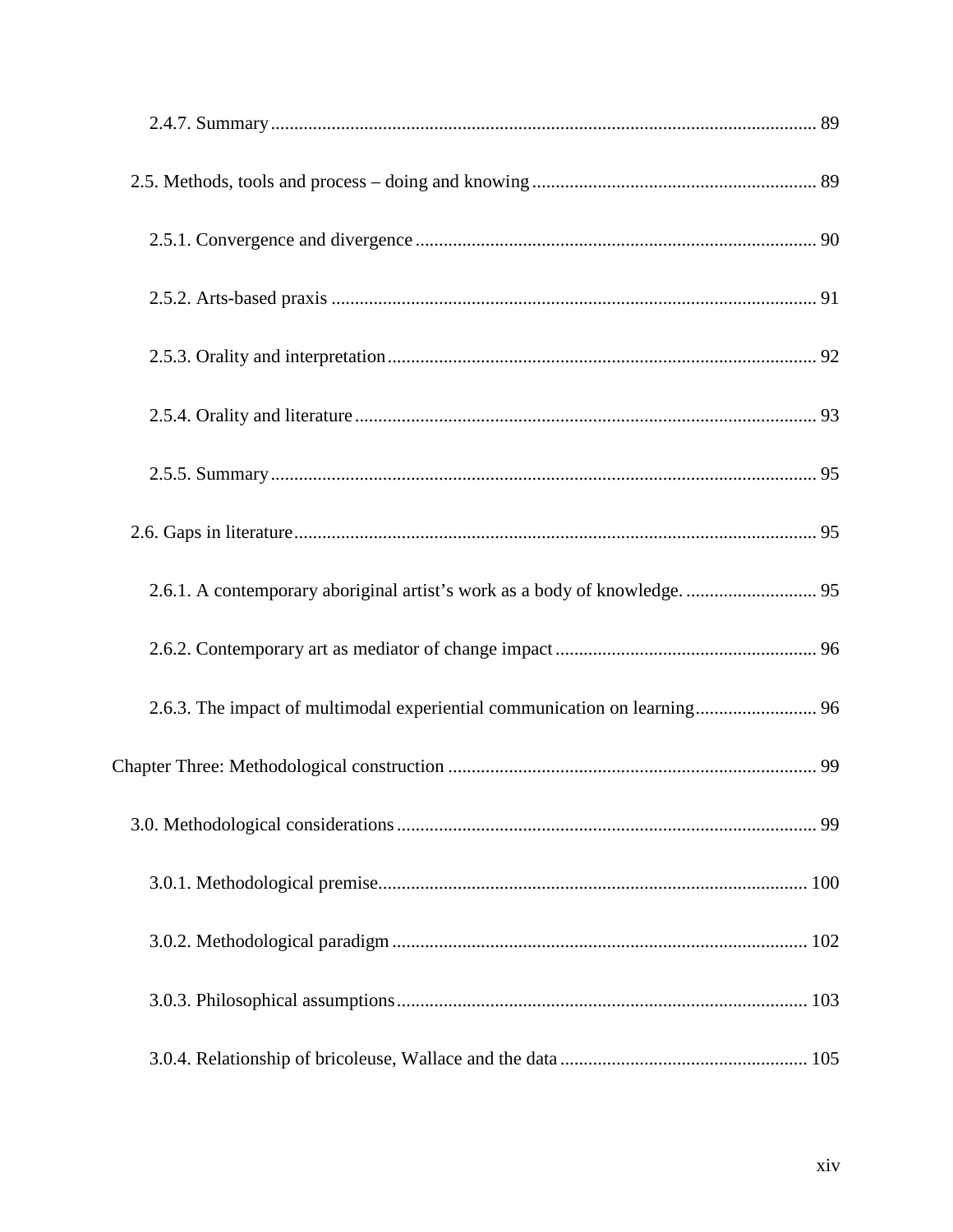2.4.7. Summary ..... 89

2.5. Methods, tools and process – doing and knowing ..... 89

2.5.1. Convergence and divergence ..... 90

2.5.2. Arts-based praxis ..... 91

2.5.3. Orality and interpretation ..... 92

2.5.4. Orality and literature ..... 93

2.5.5. Summary ..... 95

2.6. Gaps in literature ..... 95

2.6.1. A contemporary aboriginal artist's work as a body of knowledge. ..... 95

2.6.2. Contemporary art as mediator of change impact ..... 96

2.6.3. The impact of multimodal experiential communication on learning ..... 96

Chapter Three: Methodological construction ..... 99

3.0. Methodological considerations ..... 99

3.0.1. Methodological premise ..... 100

3.0.2. Methodological paradigm ..... 102

3.0.3. Philosophical assumptions ..... 103

3.0.4. Relationship of bricoleuse, Wallace and the data ..... 105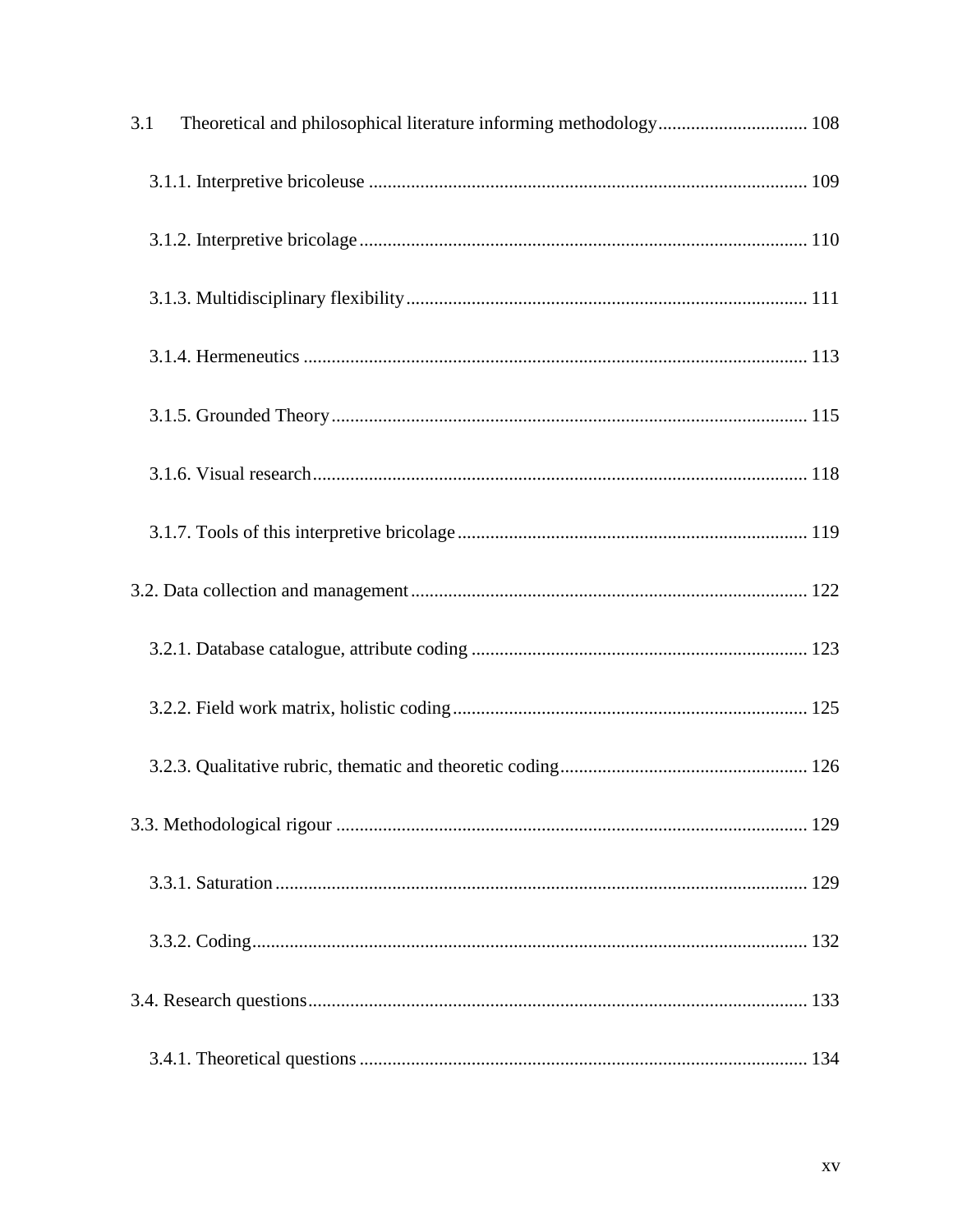3.1 Theoretical and philosophical literature informing methodology ................................ 108

3.1.1. Interpretive bricoleuse ............................................................................................. 109

3.1.2. Interpretive bricolage ............................................................................................... 110

3.1.3. Multidisciplinary flexibility ..................................................................................... 111

3.1.4. Hermeneutics ........................................................................................................... 113

3.1.5. Grounded Theory ..................................................................................................... 115

3.1.6. Visual research ......................................................................................................... 118

3.1.7. Tools of this interpretive bricolage ........................................................................... 119

3.2. Data collection and management .................................................................................... 122

3.2.1. Database catalogue, attribute coding ........................................................................ 123

3.2.2. Field work matrix, holistic coding ............................................................................ 125

3.2.3. Qualitative rubric, thematic and theoretic coding ..................................................... 126

3.3. Methodological rigour .................................................................................................... 129

3.3.1. Saturation ................................................................................................................. 129

3.3.2. Coding ...................................................................................................................... 132

3.4. Research questions .......................................................................................................... 133

3.4.1. Theoretical questions ............................................................................................... 134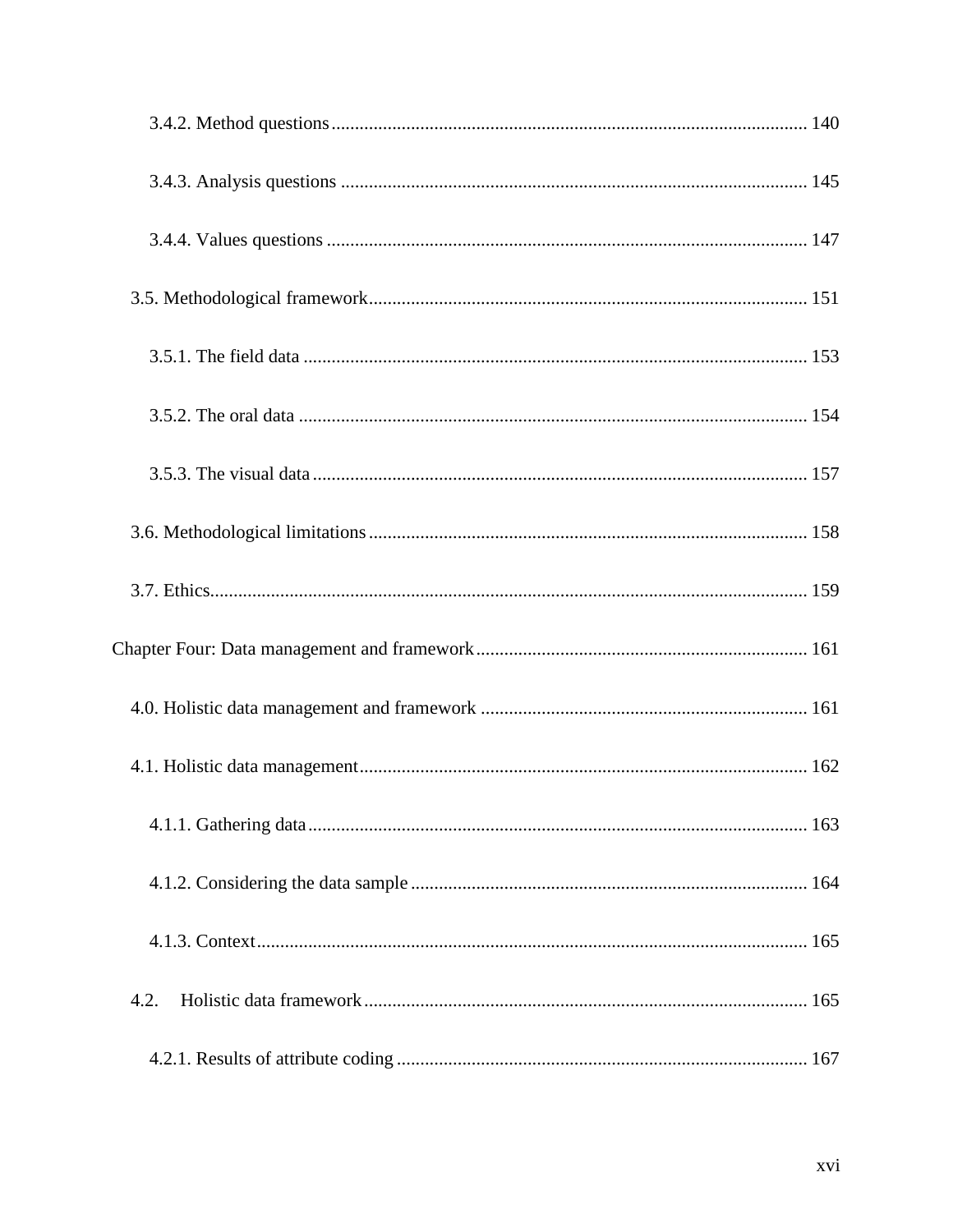3.4.2. Method questions ..................................................................................................... 140

3.4.3. Analysis questions .................................................................................................. 145

3.4.4. Values questions ..................................................................................................... 147

3.5. Methodological framework ............................................................................................. 151

3.5.1. The field data .......................................................................................................... 153

3.5.2. The oral data ........................................................................................................... 154

3.5.3. The visual data ........................................................................................................ 157

3.6. Methodological limitations ............................................................................................. 158

3.7. Ethics ............................................................................................................................... 159

Chapter Four: Data management and framework ....................................................................... 161

4.0. Holistic data management and framework ...................................................................... 161

4.1. Holistic data management ............................................................................................... 162

4.1.1. Gathering data ......................................................................................................... 163

4.1.2. Considering the data sample ................................................................................... 164

4.1.3. Context .................................................................................................................... 165

4.2. Holistic data framework .................................................................................................. 165

4.2.1. Results of attribute coding ...................................................................................... 167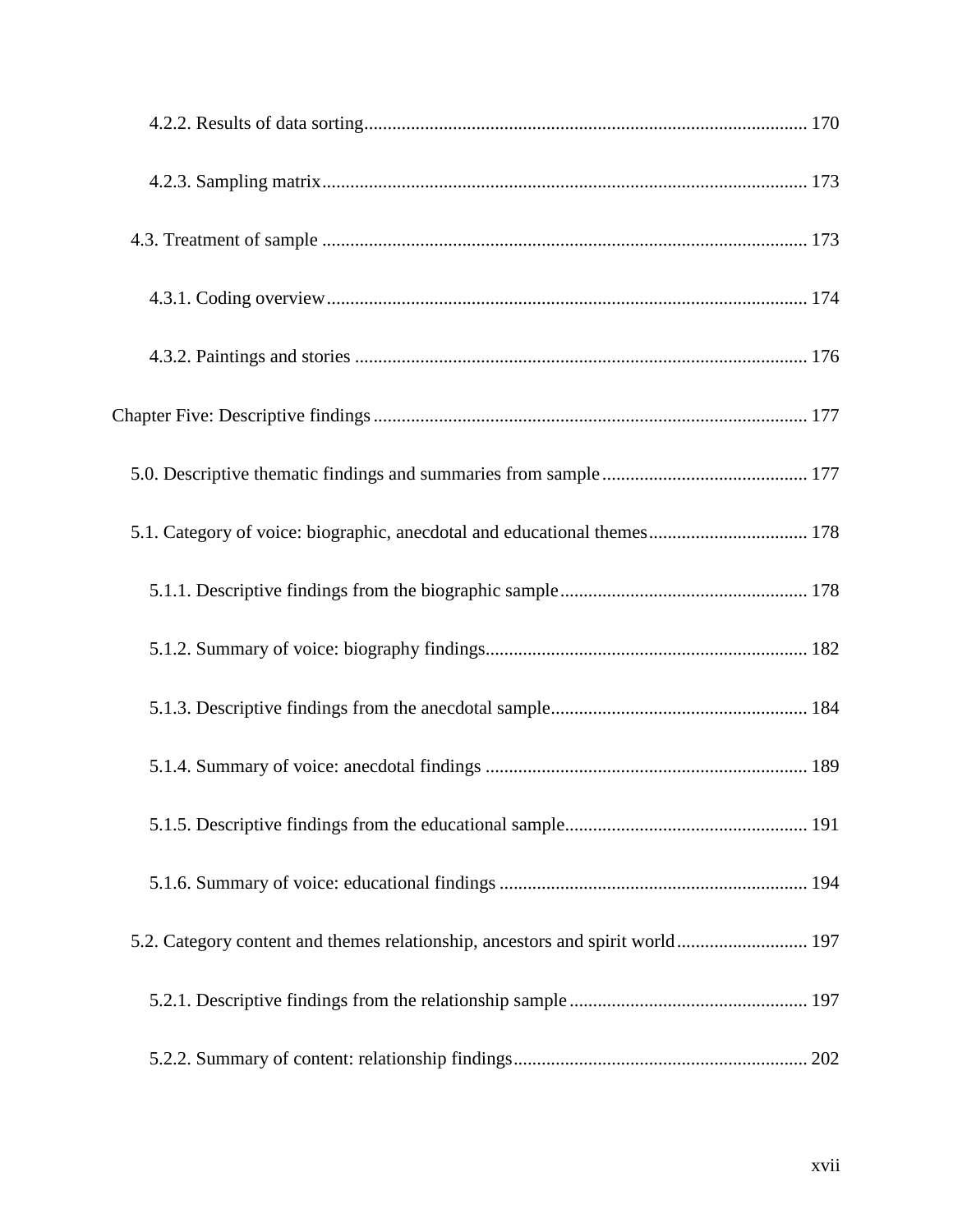4.2.2. Results of data sorting .......................................................................................... 170

4.2.3. Sampling matrix .................................................................................................. 173

4.3. Treatment of sample ................................................................................................ 173

4.3.1. Coding overview .................................................................................................. 174

4.3.2. Paintings and stories ............................................................................................ 176

Chapter Five: Descriptive findings ..................................................................................... 177

5.0. Descriptive thematic findings and summaries from sample ....................................... 177

5.1. Category of voice: biographic, anecdotal and educational themes ............................ 178

5.1.1. Descriptive findings from the biographic sample ................................................. 178

5.1.2. Summary of voice: biography findings ................................................................. 182

5.1.3. Descriptive findings from the anecdotal sample ................................................... 184

5.1.4. Summary of voice: anecdotal findings ................................................................. 189

5.1.5. Descriptive findings from the educational sample ................................................ 191

5.1.6. Summary of voice: educational findings .............................................................. 194

5.2. Category content and themes relationship, ancestors and spirit world ....................... 197

5.2.1. Descriptive findings from the relationship sample ............................................... 197

5.2.2. Summary of content: relationship findings ........................................................... 202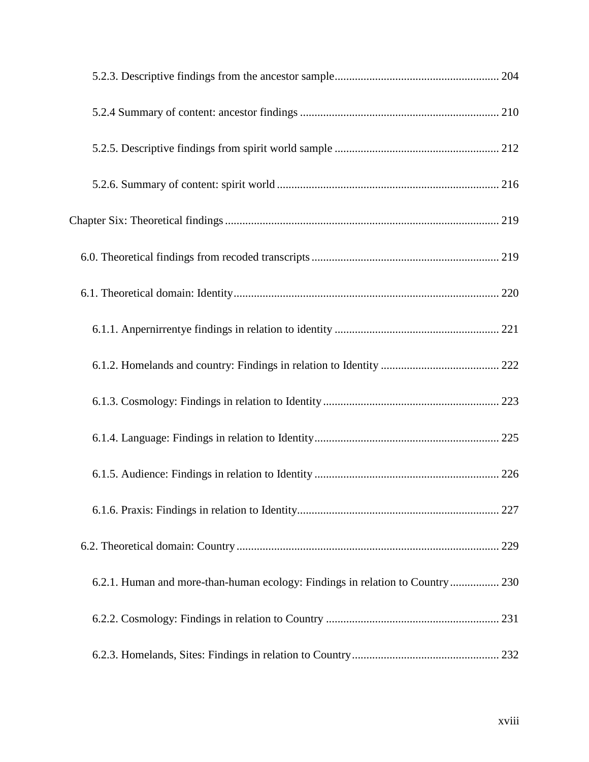5.2.3. Descriptive findings from the ancestor sample ........................................................ 204

5.2.4 Summary of content: ancestor findings .................................................................... 210

5.2.5. Descriptive findings from spirit world sample ......................................................... 212

5.2.6. Summary of content: spirit world ............................................................................ 216

Chapter Six: Theoretical findings .............................................................................................. 219

6.0. Theoretical findings from recoded transcripts ................................................................ 219

6.1. Theoretical domain: Identity ........................................................................................... 220

6.1.1. Anpernirrentye findings in relation to identity ......................................................... 221

6.1.2. Homelands and country: Findings in relation to Identity ......................................... 222

6.1.3. Cosmology: Findings in relation to Identity ............................................................. 223

6.1.4. Language: Findings in relation to Identity ................................................................ 225

6.1.5. Audience: Findings in relation to Identity ................................................................ 226

6.1.6. Praxis: Findings in relation to Identity...................................................................... 227

6.2. Theoretical domain: Country .......................................................................................... 229

6.2.1. Human and more-than-human ecology: Findings in relation to Country ................. 230

6.2.2. Cosmology: Findings in relation to Country ............................................................ 231

6.2.3. Homelands, Sites: Findings in relation to Country................................................... 232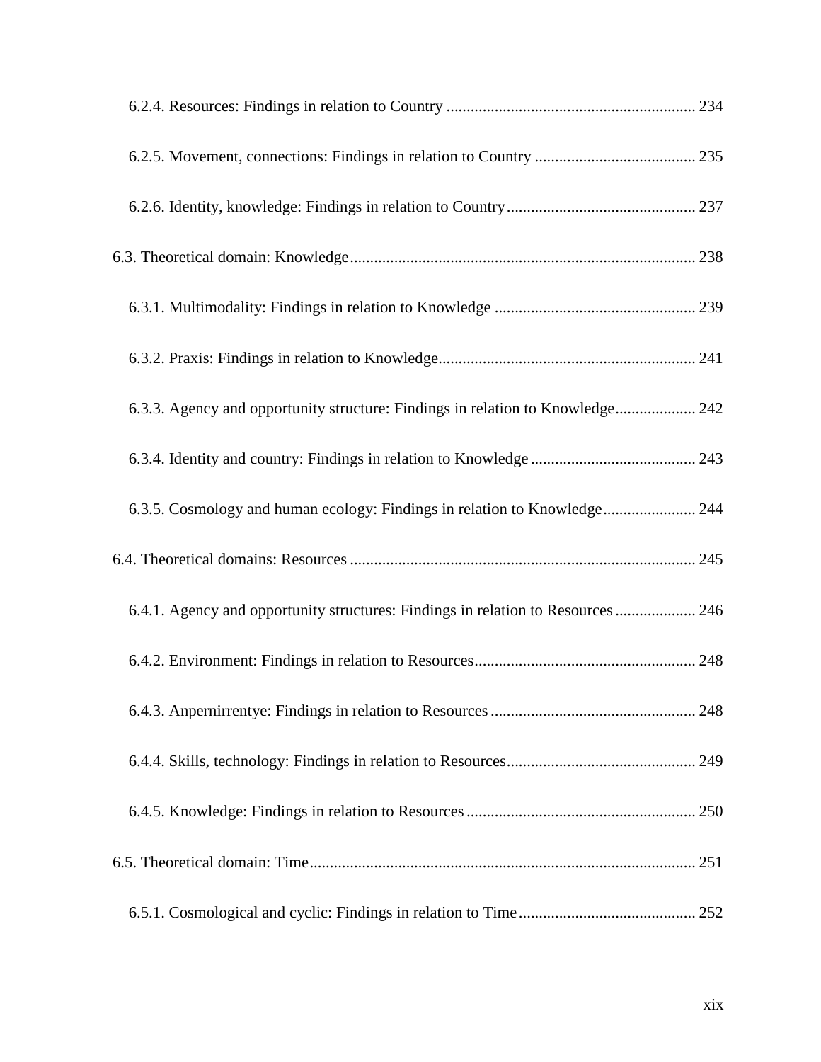6.2.4. Resources: Findings in relation to Country ............................................................. 234

6.2.5. Movement, connections: Findings in relation to Country ........................................ 235

6.2.6. Identity, knowledge: Findings in relation to Country............................................... 237

6.3. Theoretical domain: Knowledge..................................................................................... 238

6.3.1. Multimodality: Findings in relation to Knowledge .................................................. 239

6.3.2. Praxis: Findings in relation to Knowledge............................................................... 241

6.3.3. Agency and opportunity structure: Findings in relation to Knowledge.................... 242

6.3.4. Identity and country: Findings in relation to Knowledge ......................................... 243

6.3.5. Cosmology and human ecology: Findings in relation to Knowledge....................... 244

6.4. Theoretical domains: Resources ..................................................................................... 245

6.4.1. Agency and opportunity structures: Findings in relation to Resources .................... 246

6.4.2. Environment: Findings in relation to Resources....................................................... 248

6.4.3. Anpernirrentye: Findings in relation to Resources ................................................... 248

6.4.4. Skills, technology: Findings in relation to Resources............................................... 249

6.4.5. Knowledge: Findings in relation to Resources ......................................................... 250

6.5. Theoretical domain: Time............................................................................................... 251

6.5.1. Cosmological and cyclic: Findings in relation to Time............................................ 252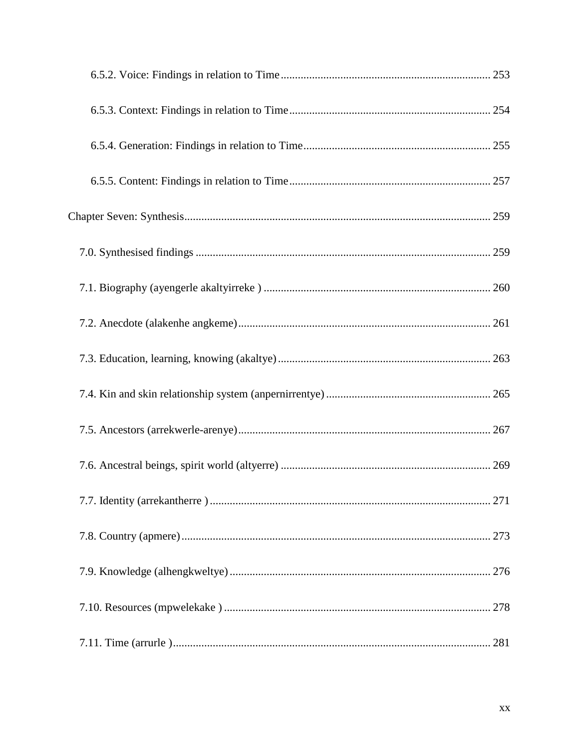6.5.2. Voice: Findings in relation to Time ........................................................................ 253

6.5.3. Context: Findings in relation to Time ..................................................................... 254

6.5.4. Generation: Findings in relation to Time ................................................................ 255

6.5.5. Content: Findings in relation to Time ..................................................................... 257

Chapter Seven: Synthesis .......................................................................................................... 259

7.0. Synthesised findings ........................................................................................................ 259

7.1. Biography (ayengerle akaltyirreke ) ............................................................................... 260

7.2. Anecdote (alakenhe angkeme) ........................................................................................ 261

7.3. Education, learning, knowing (akaltye) .......................................................................... 263

7.4. Kin and skin relationship system (anpernirrentye) ......................................................... 265

7.5. Ancestors (arrekwerle-arenye) ........................................................................................ 267

7.6. Ancestral beings, spirit world (altyerre) ......................................................................... 269

7.7. Identity (arrekantherre ) .................................................................................................. 271

7.8. Country (apmere) ............................................................................................................ 273

7.9. Knowledge (alhengkweltye) ........................................................................................... 276

7.10. Resources (mpwelekake ) ............................................................................................. 278

7.11. Time (arrurle ) ............................................................................................................... 281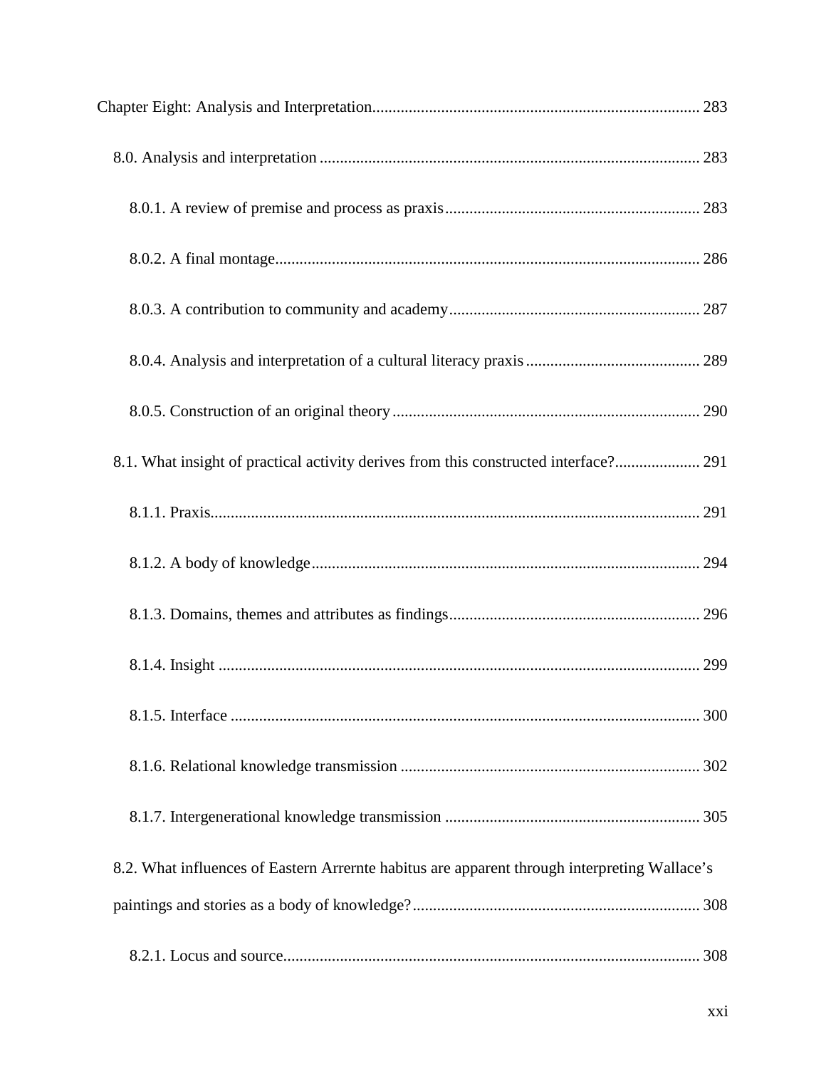Chapter Eight: Analysis and Interpretation ................................................................................ 283

8.0. Analysis and interpretation ............................................................................................. 283

8.0.1. A review of premise and process as praxis .............................................................. 283

8.0.2. A final montage ........................................................................................................ 286

8.0.3. A contribution to community and academy ............................................................. 287

8.0.4. Analysis and interpretation of a cultural literacy praxis ........................................... 289

8.0.5. Construction of an original theory ........................................................................... 290

8.1. What insight of practical activity derives from this constructed interface? ..................... 291

8.1.1. Praxis ........................................................................................................................ 291

8.1.2. A body of knowledge ................................................................................................ 294

8.1.3. Domains, themes and attributes as findings .............................................................. 296

8.1.4. Insight ....................................................................................................................... 299

8.1.5. Interface .................................................................................................................... 300

8.1.6. Relational knowledge transmission .......................................................................... 302

8.1.7. Intergenerational knowledge transmission ............................................................... 305

8.2. What influences of Eastern Arrernte habitus are apparent through interpreting Wallace's paintings and stories as a body of knowledge? ....................................................................... 308

8.2.1. Locus and source ...................................................................................................... 308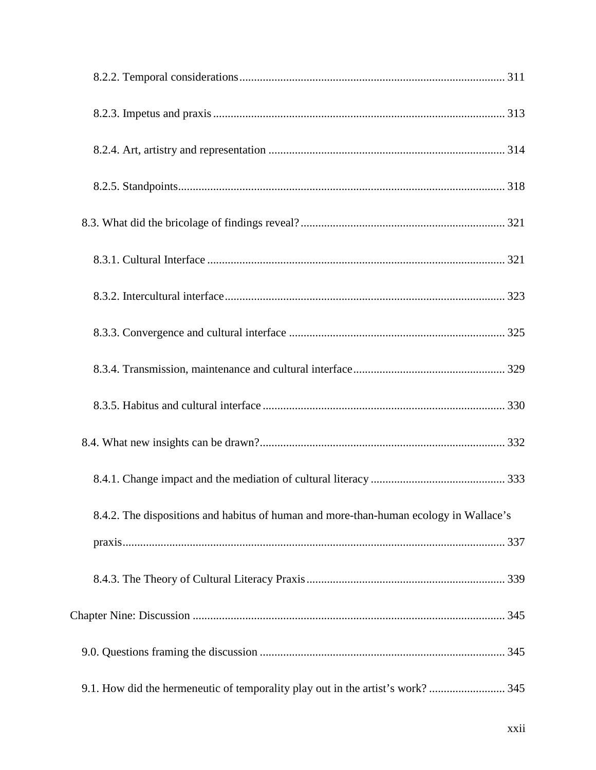8.2.2. Temporal considerations ........................................................................................ 311

8.2.3. Impetus and praxis ................................................................................................ 313

8.2.4. Art, artistry and representation ............................................................................ 314

8.2.5. Standpoints ............................................................................................................ 318

8.3. What did the bricolage of findings reveal? ................................................................ 321

8.3.1. Cultural Interface .................................................................................................. 321

8.3.2. Intercultural interface ............................................................................................ 323

8.3.3. Convergence and cultural interface ...................................................................... 325

8.3.4. Transmission, maintenance and cultural interface ................................................ 329

8.3.5. Habitus and cultural interface ............................................................................... 330

8.4. What new insights can be drawn? .............................................................................. 332

8.4.1. Change impact and the mediation of cultural literacy .......................................... 333

8.4.2. The dispositions and habitus of human and more-than-human ecology in Wallace's praxis ........................................................................................................................ 337

8.4.3. The Theory of Cultural Literacy Praxis ................................................................. 339

Chapter Nine: Discussion ................................................................................................ 345

9.0. Questions framing the discussion .............................................................................. 345

9.1. How did the hermeneutic of temporality play out in the artist's work? ..................... 345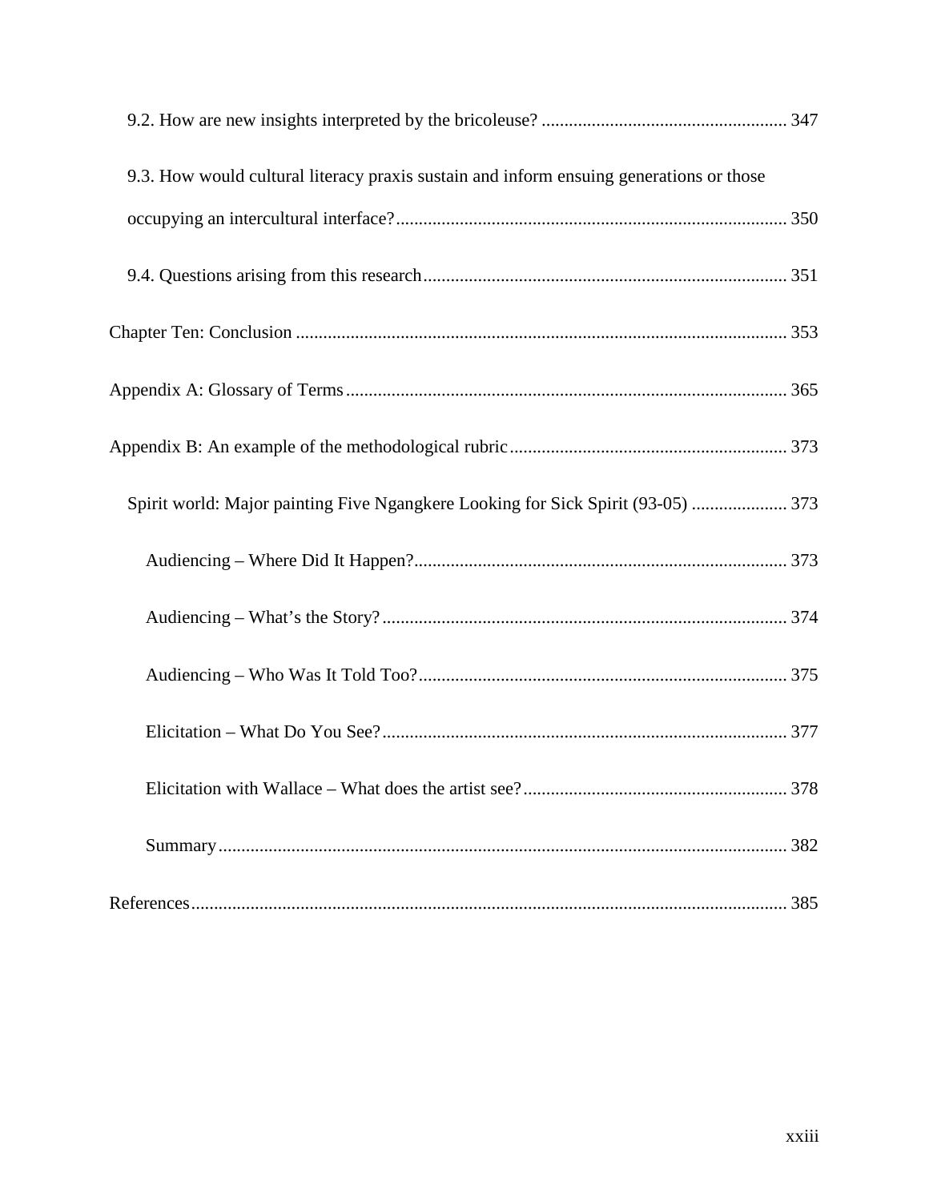9.2. How are new insights interpreted by the bricoleuse? ..................................................... 347

9.3. How would cultural literacy praxis sustain and inform ensuing generations or those occupying an intercultural interface? ..................................................................................... 350

9.4. Questions arising from this research ............................................................................... 351

Chapter Ten: Conclusion ........................................................................................................ 353

Appendix A: Glossary of Terms ............................................................................................... 365

Appendix B: An example of the methodological rubric ............................................................ 373

Spirit world: Major painting Five Ngangkere Looking for Sick Spirit (93-05) .................... 373

Audiencing – Where Did It Happen? ................................................................................. 373

Audiencing – What's the Story? ........................................................................................ 374

Audiencing – Who Was It Told Too? ................................................................................ 375

Elicitation – What Do You See? ........................................................................................ 377

Elicitation with Wallace – What does the artist see? .......................................................... 378

Summary ............................................................................................................................ 382

References .................................................................................................................................. 385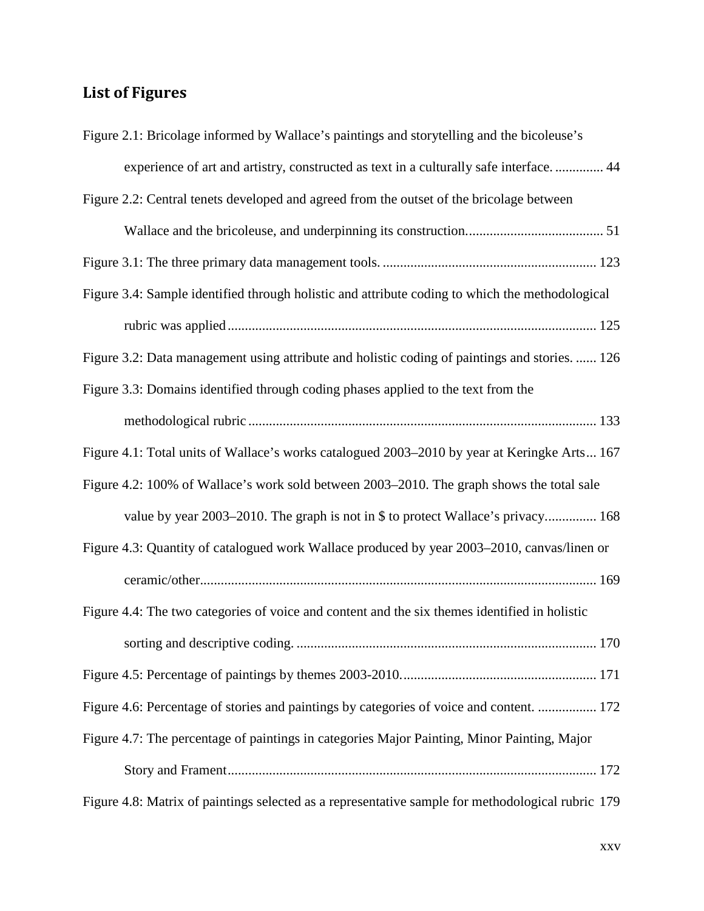## List of Figures

Figure 2.1: Bricolage informed by Wallace's paintings and storytelling and the bicoleuse's experience of art and artistry, constructed as text in a culturally safe interface. .............. 44

Figure 2.2: Central tenets developed and agreed from the outset of the bricolage between Wallace and the bricoleuse, and underpinning its construction....................................... 51

Figure 3.1: The three primary data management tools. ............................................................. 123

Figure 3.4: Sample identified through holistic and attribute coding to which the methodological rubric was applied ........................................................................................................ 125

Figure 3.2: Data management using attribute and holistic coding of paintings and stories. ...... 126

Figure 3.3: Domains identified through coding phases applied to the text from the methodological rubric .................................................................................................... 133

Figure 4.1: Total units of Wallace's works catalogued 2003–2010 by year at Keringke Arts ... 167

Figure 4.2: 100% of Wallace's work sold between 2003–2010. The graph shows the total sale value by year 2003–2010. The graph is not in $ to protect Wallace's privacy............... 168

Figure 4.3: Quantity of catalogued work Wallace produced by year 2003–2010, canvas/linen or ceramic/other.................................................................................................................. 169

Figure 4.4: The two categories of voice and content and the six themes identified in holistic sorting and descriptive coding. ....................................................................................... 170

Figure 4.5: Percentage of paintings by themes 2003-2010......................................................... 171

Figure 4.6: Percentage of stories and paintings by categories of voice and content. ................. 172

Figure 4.7: The percentage of paintings in categories Major Painting, Minor Painting, Major Story and Frament........................................................................................................... 172

Figure 4.8: Matrix of paintings selected as a representative sample for methodological rubric 179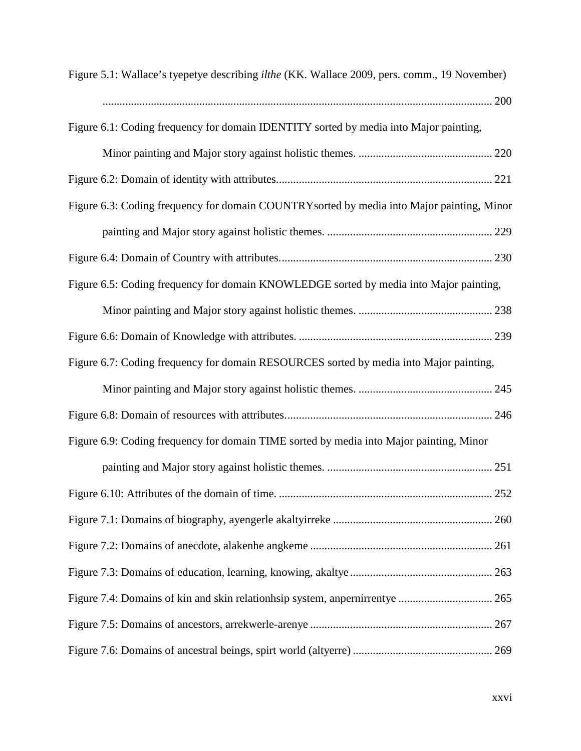Figure 5.1: Wallace's tyepetye describing *ilthe* (KK. Wallace 2009, pers. comm., 19 November) ........................................................................................................................................ 200

Figure 6.1: Coding frequency for domain IDENTITY sorted by media into Major painting, Minor painting and Major story against holistic themes. ............................................... 220

Figure 6.2: Domain of identity with attributes........................................................................... 221

Figure 6.3: Coding frequency for domain COUNTRYsorted by media into Major painting, Minor painting and Major story against holistic themes. .......................................................... 229

Figure 6.4: Domain of Country with attributes.......................................................................... 230

Figure 6.5: Coding frequency for domain KNOWLEDGE sorted by media into Major painting, Minor painting and Major story against holistic themes. ............................................... 238

Figure 6.6: Domain of Knowledge with attributes. .................................................................... 239

Figure 6.7: Coding frequency for domain RESOURCES sorted by media into Major painting, Minor painting and Major story against holistic themes. ............................................... 245

Figure 6.8: Domain of resources with attributes........................................................................ 246

Figure 6.9: Coding frequency for domain TIME sorted by media into Major painting, Minor painting and Major story against holistic themes. .......................................................... 251

Figure 6.10: Attributes of the domain of time. ........................................................................... 252

Figure 7.1: Domains of biography, ayengerle akaltyirreke ....................................................... 260

Figure 7.2: Domains of anecdote, alakenhe angkeme ................................................................ 261

Figure 7.3: Domains of education, learning, knowing, akaltye .................................................. 263

Figure 7.4: Domains of kin and skin relationhsip system, anpernirrentye ................................. 265

Figure 7.5: Domains of ancestors, arrekwerle-arenye ............................................................... 267

Figure 7.6: Domains of ancestral beings, spirt world (altyerre) ................................................. 269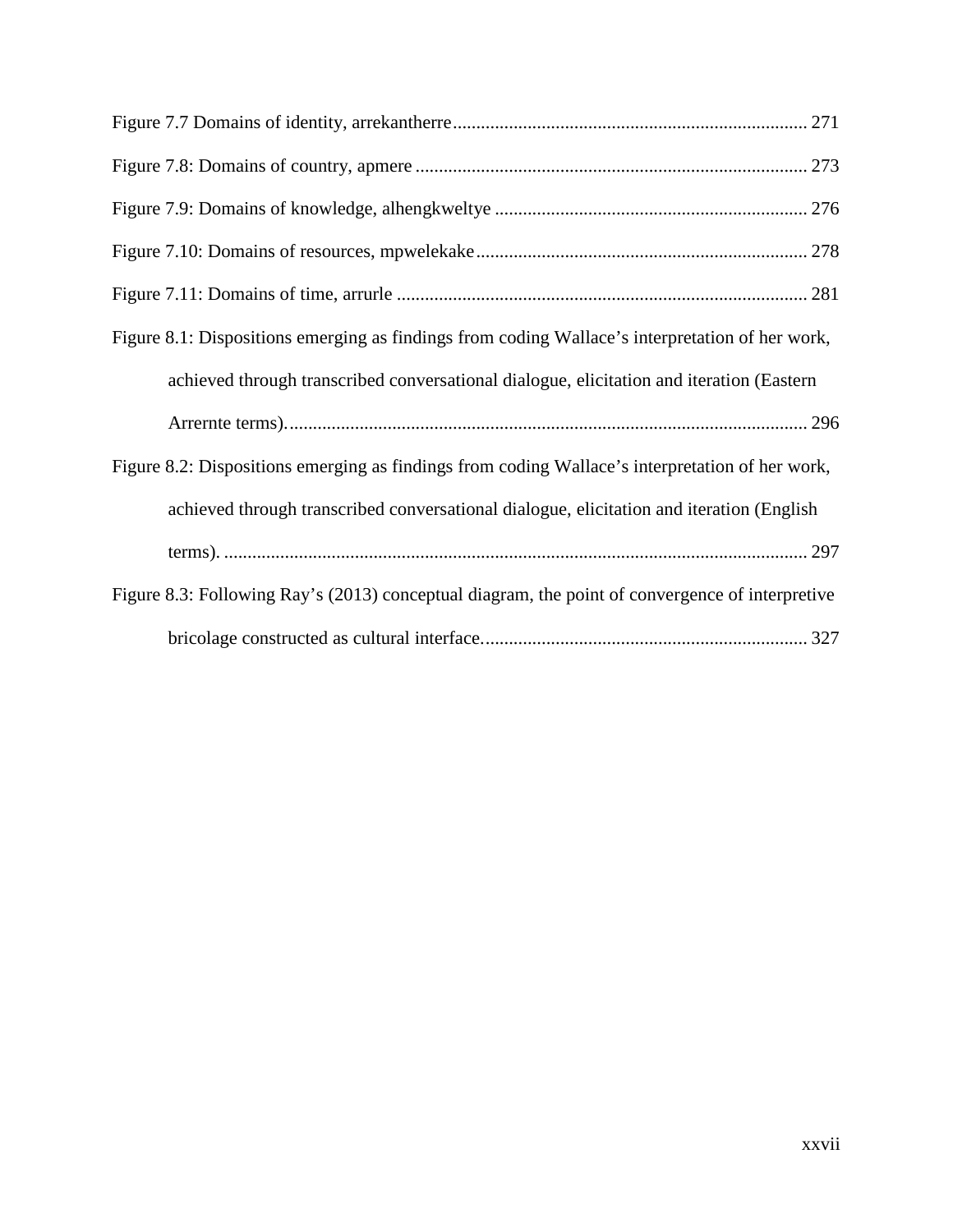Figure 7.7 Domains of identity, arrekantherre ........................................................................... 271

Figure 7.8: Domains of country, apmere ................................................................................... 273

Figure 7.9: Domains of knowledge, alhengkweltye .................................................................. 276

Figure 7.10: Domains of resources, mpwelekake...................................................................... 278

Figure 7.11: Domains of time, arrurle ........................................................................................ 281

Figure 8.1: Dispositions emerging as findings from coding Wallace's interpretation of her work, achieved through transcribed conversational dialogue, elicitation and iteration (Eastern Arrernte terms).............................................................................................................. 296

Figure 8.2: Dispositions emerging as findings from coding Wallace's interpretation of her work, achieved through transcribed conversational dialogue, elicitation and iteration (English terms). ............................................................................................................................ 297

Figure 8.3: Following Ray's (2013) conceptual diagram, the point of convergence of interpretive bricolage constructed as cultural interface..................................................................... 327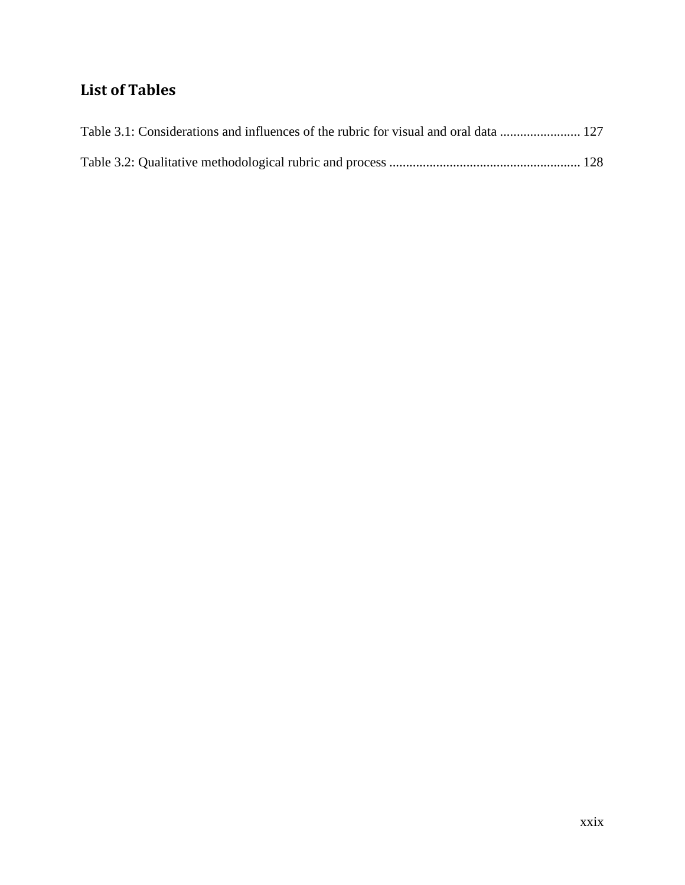## List of Tables

Table 3.1: Considerations and influences of the rubric for visual and oral data ........................ 127

Table 3.2: Qualitative methodological rubric and process ........................................................ 128